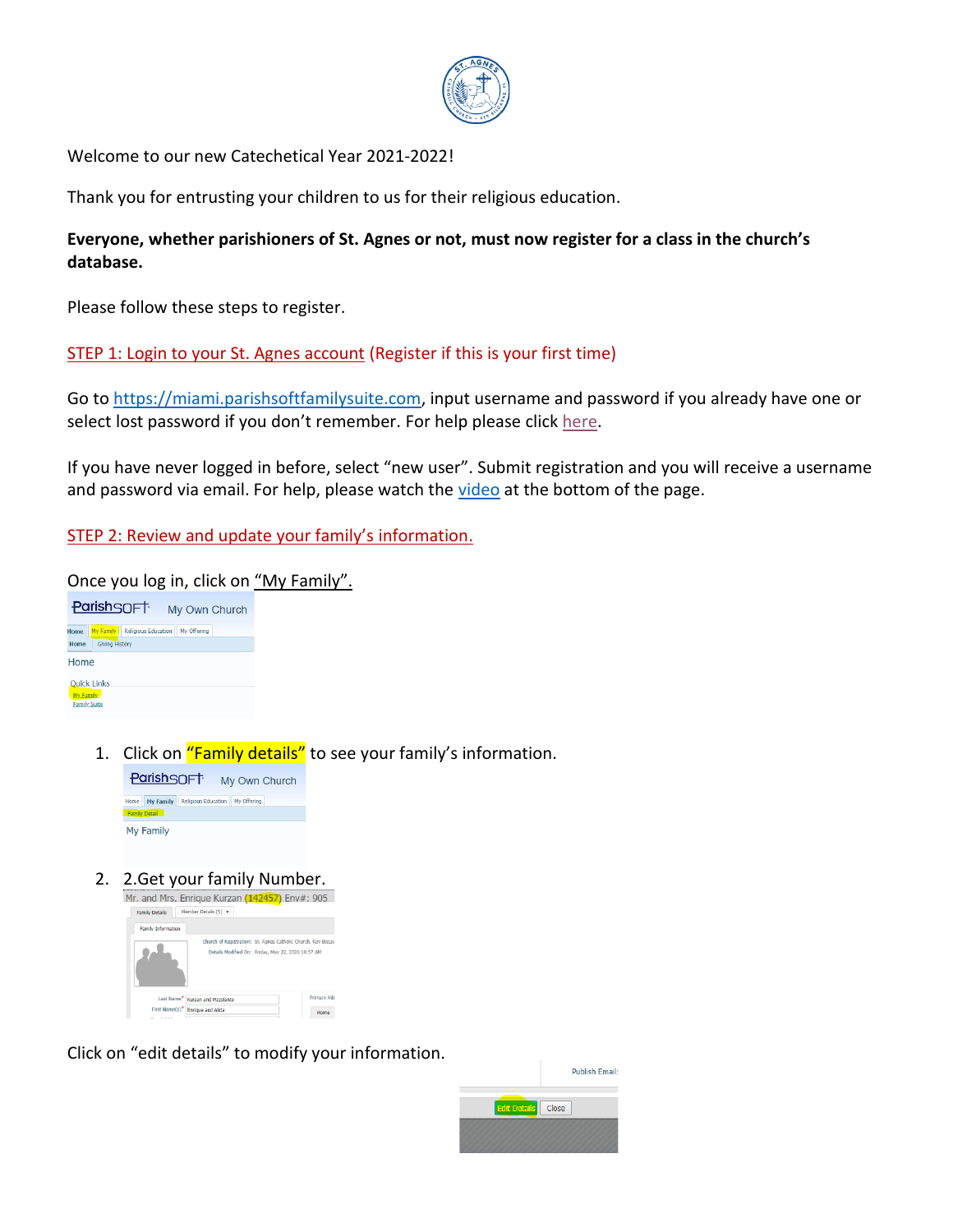Welcome to our new Catechetical Year 2021-2022!

Thank you for entrusting your children to us for their religious education.

**Everyone, whether parishioners of St. Agnes or not, must now register for a class in the church's database.**

Please follow these steps to register.

STEP 1: Login to your St. Agnes account (Register if this is your first time)

Go to https://miami.parishsoftfamilysuite.com, input username and password if you already have one or select lost password if you don't remember. For help please click here.

If you have never logged in before, select "new user". Submit registration and you will receive a username and password via email. For help, please watch the video at the bottom of the page.

STEP 2: Review and update your family's information.

Once you log in, click on "My Family".

1. Click on "Family details" to see your family's information.
2. 2.Get your family Number.

Click on "edit details" to modify your information.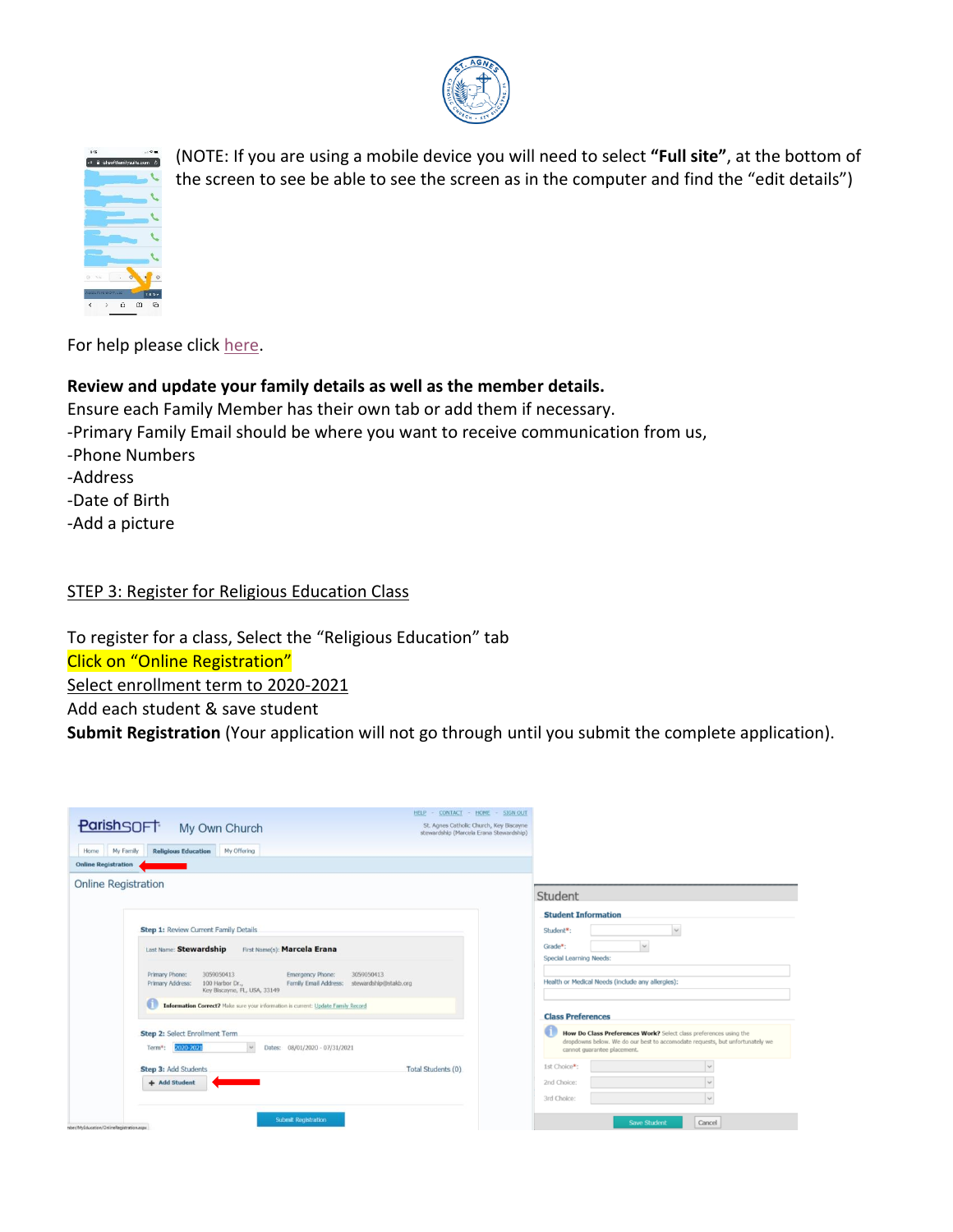(NOTE: If you are using a mobile device you will need to select **"Full site"**, at the bottom of the screen to see be able to see the screen as in the computer and find the "edit details")

For help please click here.

**Review and update your family details as well as the member details.**
Ensure each Family Member has their own tab or add them if necessary.
-Primary Family Email should be where you want to receive communication from us,
-Phone Numbers
-Address
-Date of Birth
-Add a picture

STEP 3: Register for Religious Education Class

To register for a class, Select the "Religious Education" tab
Click on "Online Registration"
Select enrollment term to 2020-2021
Add each student & save student
**Submit Registration** (Your application will not go through until you submit the complete application).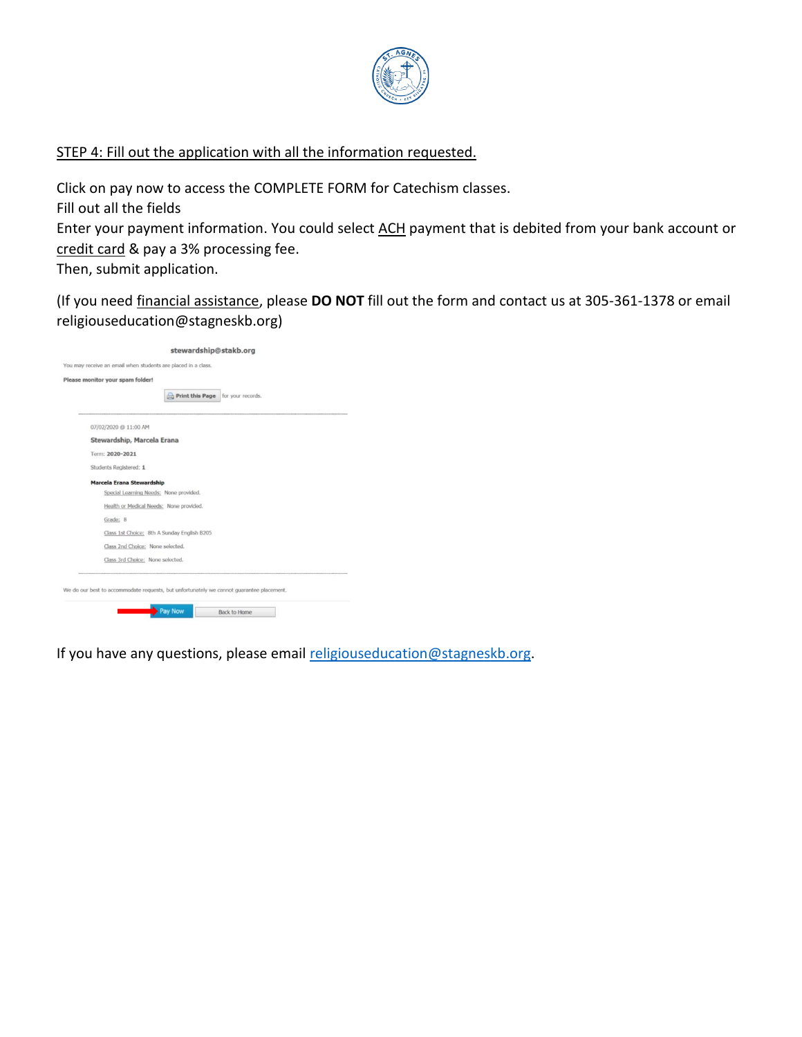STEP 4: Fill out the application with all the information requested.

Click on pay now to access the COMPLETE FORM for Catechism classes.
Fill out all the fields
Enter your payment information. You could select ACH payment that is debited from your bank account or credit card & pay a 3% processing fee.
Then, submit application.

(If you need financial assistance, please **DO NOT** fill out the form and contact us at 305-361-1378 or email religiouseducation@stagneskb.org)

If you have any questions, please email religiouseducation@stagneskb.org.